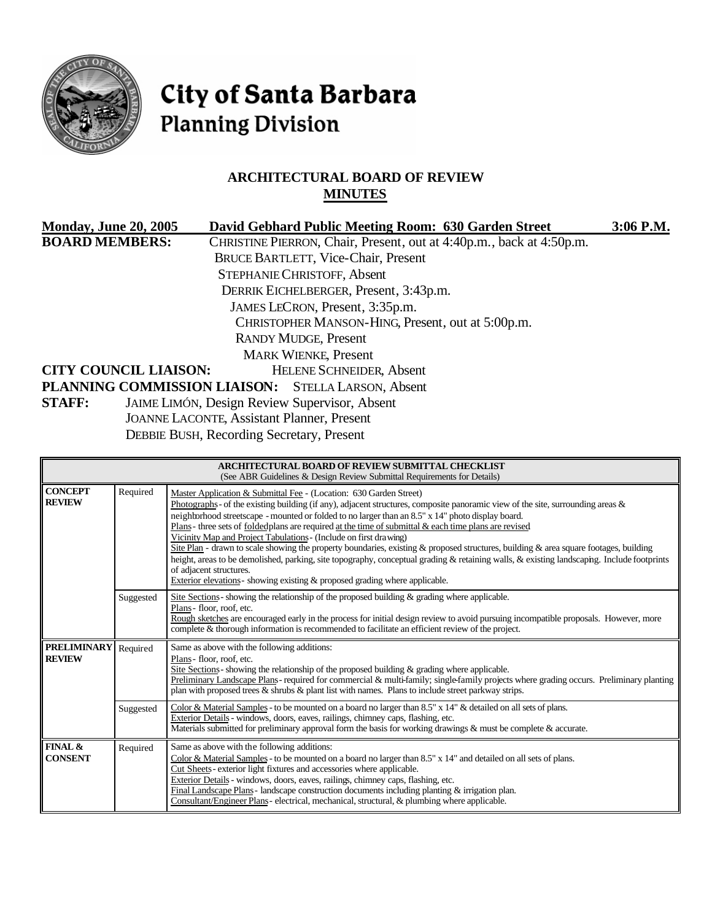# City of Santa Barbara
## Planning Division

### ARCHITECTURAL BOARD OF REVIEW
### MINUTES

**Monday, June 20, 2005** **David Gebhard Public Meeting Room: 630 Garden Street** **3:06 P.M.**

**BOARD MEMBERS:** CHRISTINE PIERRON, Chair, Present, out at 4:40p.m., back at 4:50p.m.
BRUCE BARTLETT, Vice-Chair, Present
STEPHANIE CHRISTOFF, Absent
DERRIK EICHELBERGER, Present, 3:43p.m.
JAMES LECRON, Present, 3:35p.m.
CHRISTOPHER MANSON-HING, Present, out at 5:00p.m.
RANDY MUDGE, Present
MARK WIENKE, Present

**CITY COUNCIL LIAISON:** HELENE SCHNEIDER, Absent

**PLANNING COMMISSION LIAISON:** STELLA LARSON, Absent

**STAFF:** JAIME LIMÓN, Design Review Supervisor, Absent
JOANNE LACONTE, Assistant Planner, Present
DEBBIE BUSH, Recording Secretary, Present

| ARCHITECTURAL BOARD OF REVIEW SUBMITTAL CHECKLIST (See ABR Guidelines & Design Review Submittal Requirements for Details) | | |
|---|---|---|
| **CONCEPT REVIEW** | Required | Master Application & Submittal Fee - (Location: 630 Garden Street)<br>Photographs - of the existing building (if any), adjacent structures, composite panoramic view of the site, surrounding areas & neighborhood streetscape - mounted or folded to no larger than an 8.5" x 14" photo display board.<br>Plans - three sets of folded plans are required at the time of submittal & each time plans are revised<br>Vicinity Map and Project Tabulations - (Include on first drawing)<br>Site Plan - drawn to scale showing the property boundaries, existing & proposed structures, building & area square footages, building height, areas to be demolished, parking, site topography, conceptual grading & retaining walls, & existing landscaping. Include footprints of adjacent structures.<br>Exterior elevations - showing existing & proposed grading where applicable. |
| | Suggested | Site Sections - showing the relationship of the proposed building & grading where applicable.<br>Plans - floor, roof, etc.<br>Rough sketches are encouraged early in the process for initial design review to avoid pursuing incompatible proposals. However, more complete & thorough information is recommended to facilitate an efficient review of the project. |
| **PRELIMINARY REVIEW** | Required | Same as above with the following additions:<br>Plans - floor, roof, etc.<br>Site Sections - showing the relationship of the proposed building & grading where applicable.<br>Preliminary Landscape Plans - required for commercial & multi-family; single-family projects where grading occurs. Preliminary planting plan with proposed trees & shrubs & plant list with names. Plans to include street parkway strips. |
| | Suggested | Color & Material Samples - to be mounted on a board no larger than 8.5" x 14" & detailed on all sets of plans.<br>Exterior Details - windows, doors, eaves, railings, chimney caps, flashing, etc.<br>Materials submitted for preliminary approval form the basis for working drawings & must be complete & accurate. |
| **FINAL & CONSENT** | Required | Same as above with the following additions:<br>Color & Material Samples - to be mounted on a board no larger than 8.5" x 14" and detailed on all sets of plans.<br>Cut Sheets - exterior light fixtures and accessories where applicable.<br>Exterior Details - windows, doors, eaves, railings, chimney caps, flashing, etc.<br>Final Landscape Plans - landscape construction documents including planting & irrigation plan.<br>Consultant/Engineer Plans - electrical, mechanical, structural, & plumbing where applicable. |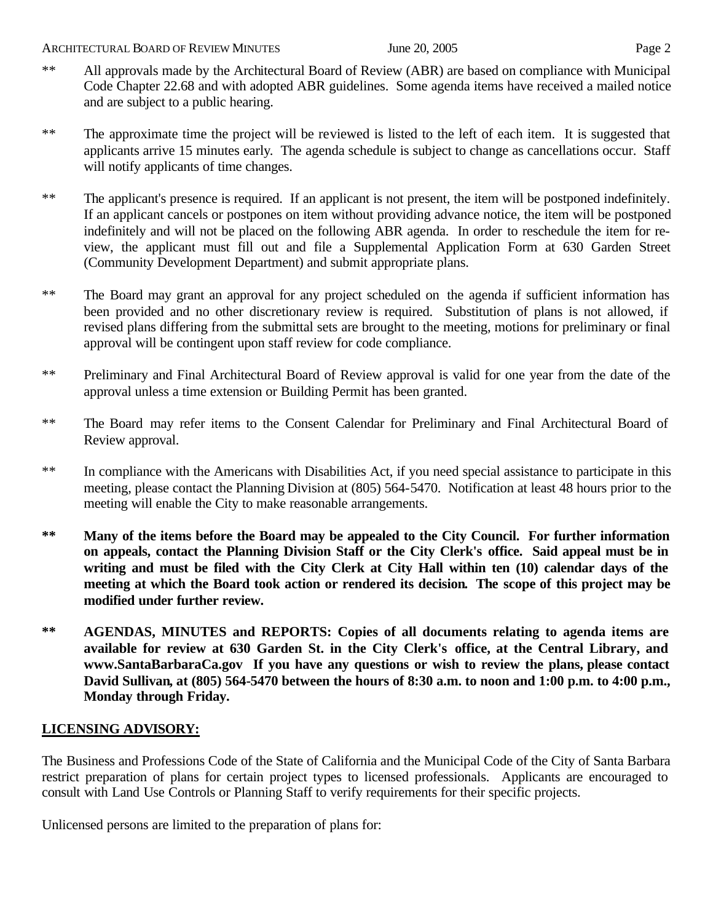** All approvals made by the Architectural Board of Review (ABR) are based on compliance with Municipal Code Chapter 22.68 and with adopted ABR guidelines. Some agenda items have received a mailed notice and are subject to a public hearing.

** The approximate time the project will be reviewed is listed to the left of each item. It is suggested that applicants arrive 15 minutes early. The agenda schedule is subject to change as cancellations occur. Staff will notify applicants of time changes.

** The applicant's presence is required. If an applicant is not present, the item will be postponed indefinitely. If an applicant cancels or postpones on item without providing advance notice, the item will be postponed indefinitely and will not be placed on the following ABR agenda. In order to reschedule the item for re-view, the applicant must fill out and file a Supplemental Application Form at 630 Garden Street (Community Development Department) and submit appropriate plans.

** The Board may grant an approval for any project scheduled on the agenda if sufficient information has been provided and no other discretionary review is required. Substitution of plans is not allowed, if revised plans differing from the submittal sets are brought to the meeting, motions for preliminary or final approval will be contingent upon staff review for code compliance.

** Preliminary and Final Architectural Board of Review approval is valid for one year from the date of the approval unless a time extension or Building Permit has been granted.

** The Board may refer items to the Consent Calendar for Preliminary and Final Architectural Board of Review approval.

** In compliance with the Americans with Disabilities Act, if you need special assistance to participate in this meeting, please contact the Planning Division at (805) 564-5470. Notification at least 48 hours prior to the meeting will enable the City to make reasonable arrangements.

**\*\* Many of the items before the Board may be appealed to the City Council. For further information on appeals, contact the Planning Division Staff or the City Clerk's office. Said appeal must be in writing and must be filed with the City Clerk at City Hall within ten (10) calendar days of the meeting at which the Board took action or rendered its decision. The scope of this project may be modified under further review.**

**\*\* AGENDAS, MINUTES and REPORTS: Copies of all documents relating to agenda items are available for review at 630 Garden St. in the City Clerk's office, at the Central Library, and www.SantaBarbaraCa.gov If you have any questions or wish to review the plans, please contact David Sullivan, at (805) 564-5470 between the hours of 8:30 a.m. to noon and 1:00 p.m. to 4:00 p.m., Monday through Friday.**

**<u>LICENSING ADVISORY:</u>**

The Business and Professions Code of the State of California and the Municipal Code of the City of Santa Barbara restrict preparation of plans for certain project types to licensed professionals. Applicants are encouraged to consult with Land Use Controls or Planning Staff to verify requirements for their specific projects.

Unlicensed persons are limited to the preparation of plans for: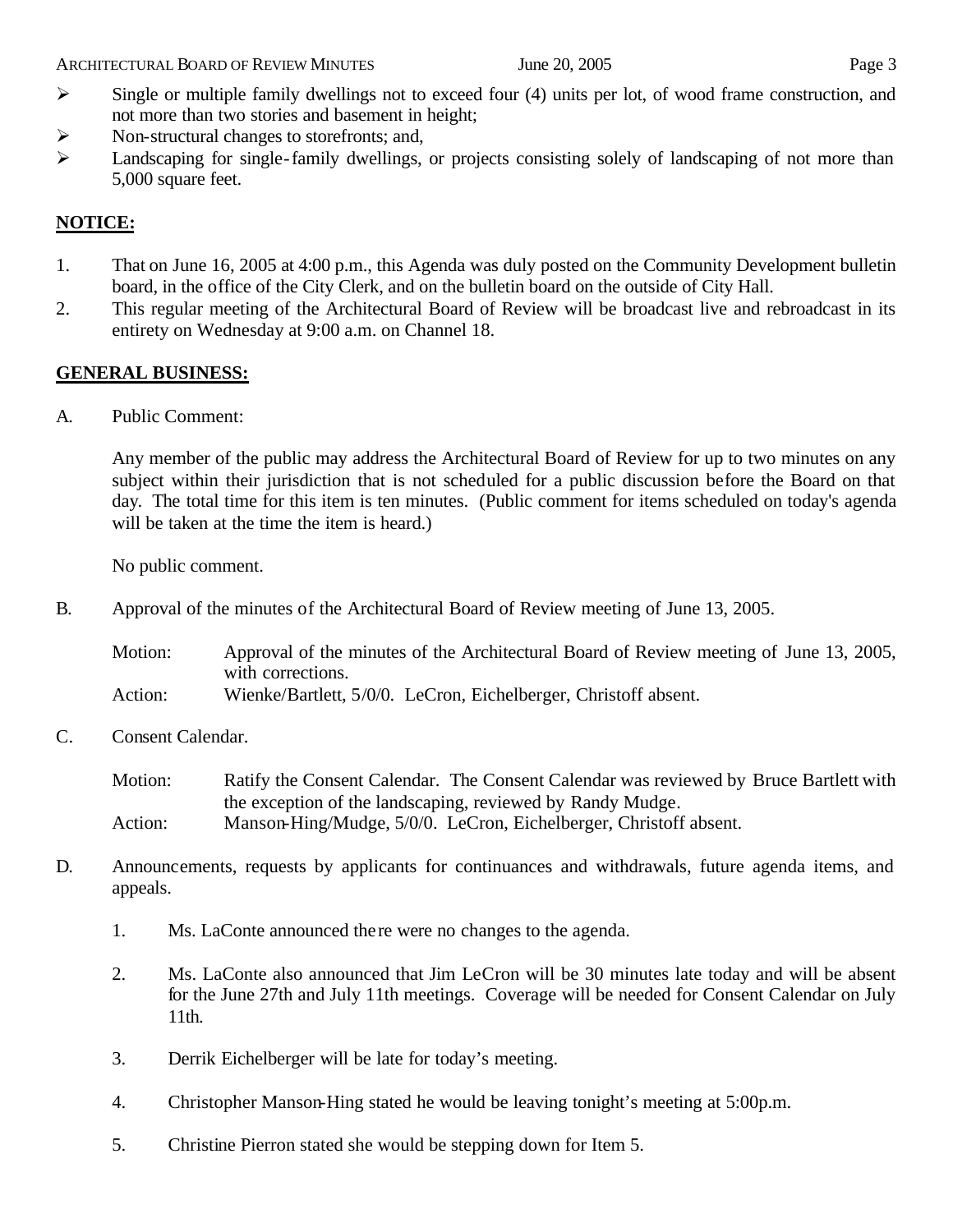- Single or multiple family dwellings not to exceed four (4) units per lot, of wood frame construction, and not more than two stories and basement in height;
- Non-structural changes to storefronts; and,
- Landscaping for single-family dwellings, or projects consisting solely of landscaping of not more than 5,000 square feet.

**NOTICE:**

1. That on June 16, 2005 at 4:00 p.m., this Agenda was duly posted on the Community Development bulletin board, in the office of the City Clerk, and on the bulletin board on the outside of City Hall.
2. This regular meeting of the Architectural Board of Review will be broadcast live and rebroadcast in its entirety on Wednesday at 9:00 a.m. on Channel 18.

**GENERAL BUSINESS:**

A. Public Comment:

Any member of the public may address the Architectural Board of Review for up to two minutes on any subject within their jurisdiction that is not scheduled for a public discussion before the Board on that day. The total time for this item is ten minutes. (Public comment for items scheduled on today's agenda will be taken at the time the item is heard.)

No public comment.

B. Approval of the minutes of the Architectural Board of Review meeting of June 13, 2005.

Motion: Approval of the minutes of the Architectural Board of Review meeting of June 13, 2005, with corrections.
Action: Wienke/Bartlett, 5/0/0. LeCron, Eichelberger, Christoff absent.

C. Consent Calendar.

Motion: Ratify the Consent Calendar. The Consent Calendar was reviewed by Bruce Bartlett with the exception of the landscaping, reviewed by Randy Mudge.
Action: Manson-Hing/Mudge, 5/0/0. LeCron, Eichelberger, Christoff absent.

D. Announcements, requests by applicants for continuances and withdrawals, future agenda items, and appeals.

1. Ms. LaConte announced there were no changes to the agenda.
2. Ms. LaConte also announced that Jim LeCron will be 30 minutes late today and will be absent for the June 27th and July 11th meetings. Coverage will be needed for Consent Calendar on July 11th.
3. Derrik Eichelberger will be late for today's meeting.
4. Christopher Manson-Hing stated he would be leaving tonight's meeting at 5:00p.m.
5. Christine Pierron stated she would be stepping down for Item 5.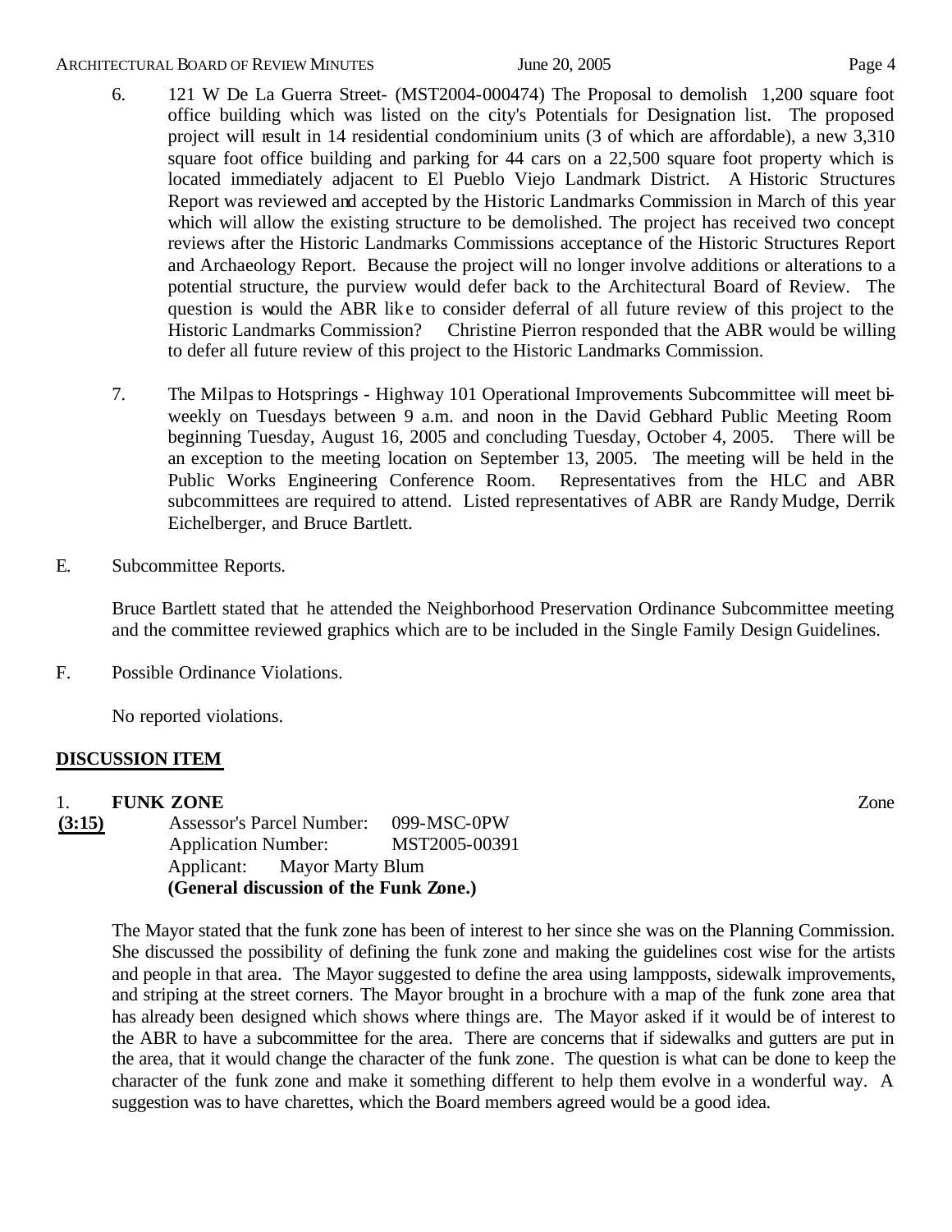6. 121 W De La Guerra Street- (MST2004-000474) The Proposal to demolish 1,200 square foot office building which was listed on the city's Potentials for Designation list. The proposed project will result in 14 residential condominium units (3 of which are affordable), a new 3,310 square foot office building and parking for 44 cars on a 22,500 square foot property which is located immediately adjacent to El Pueblo Viejo Landmark District. A Historic Structures Report was reviewed and accepted by the Historic Landmarks Commission in March of this year which will allow the existing structure to be demolished. The project has received two concept reviews after the Historic Landmarks Commissions acceptance of the Historic Structures Report and Archaeology Report. Because the project will no longer involve additions or alterations to a potential structure, the purview would defer back to the Architectural Board of Review. The question is would the ABR like to consider deferral of all future review of this project to the Historic Landmarks Commission? Christine Pierron responded that the ABR would be willing to defer all future review of this project to the Historic Landmarks Commission.

7. The Milpas to Hotsprings - Highway 101 Operational Improvements Subcommittee will meet bi-weekly on Tuesdays between 9 a.m. and noon in the David Gebhard Public Meeting Room beginning Tuesday, August 16, 2005 and concluding Tuesday, October 4, 2005. There will be an exception to the meeting location on September 13, 2005. The meeting will be held in the Public Works Engineering Conference Room. Representatives from the HLC and ABR subcommittees are required to attend. Listed representatives of ABR are Randy Mudge, Derrik Eichelberger, and Bruce Bartlett.

E. Subcommittee Reports.

Bruce Bartlett stated that he attended the Neighborhood Preservation Ordinance Subcommittee meeting and the committee reviewed graphics which are to be included in the Single Family Design Guidelines.

F. Possible Ordinance Violations.

No reported violations.

## DISCUSSION ITEM

1. **FUNK ZONE** Zone

**(3:15)** Assessor's Parcel Number: 099-MSC-0PW
Application Number: MST2005-00391
Applicant: Mayor Marty Blum
**(General discussion of the Funk Zone.)**

The Mayor stated that the funk zone has been of interest to her since she was on the Planning Commission. She discussed the possibility of defining the funk zone and making the guidelines cost wise for the artists and people in that area. The Mayor suggested to define the area using lampposts, sidewalk improvements, and striping at the street corners. The Mayor brought in a brochure with a map of the funk zone area that has already been designed which shows where things are. The Mayor asked if it would be of interest to the ABR to have a subcommittee for the area. There are concerns that if sidewalks and gutters are put in the area, that it would change the character of the funk zone. The question is what can be done to keep the character of the funk zone and make it something different to help them evolve in a wonderful way. A suggestion was to have charettes, which the Board members agreed would be a good idea.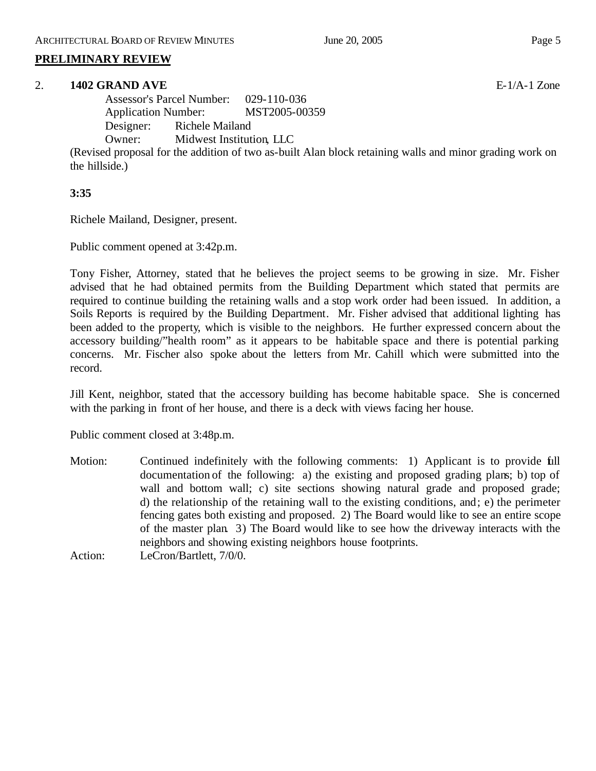## PRELIMINARY REVIEW

**2. 1402 GRAND AVE** E-1/A-1 Zone

Assessor's Parcel Number: 029-110-036
Application Number: MST2005-00359
Designer: Richele Mailand
Owner: Midwest Institution, LLC

(Revised proposal for the addition of two as-built Alan block retaining walls and minor grading work on the hillside.)

**3:35**

Richele Mailand, Designer, present.

Public comment opened at 3:42p.m.

Tony Fisher, Attorney, stated that he believes the project seems to be growing in size. Mr. Fisher advised that he had obtained permits from the Building Department which stated that permits are required to continue building the retaining walls and a stop work order had been issued. In addition, a Soils Reports is required by the Building Department. Mr. Fisher advised that additional lighting has been added to the property, which is visible to the neighbors. He further expressed concern about the accessory building/"health room" as it appears to be habitable space and there is potential parking concerns. Mr. Fischer also spoke about the letters from Mr. Cahill which were submitted into the record.

Jill Kent, neighbor, stated that the accessory building has become habitable space. She is concerned with the parking in front of her house, and there is a deck with views facing her house.

Public comment closed at 3:48p.m.

Motion: Continued indefinitely with the following comments: 1) Applicant is to provide full documentation of the following: a) the existing and proposed grading plans; b) top of wall and bottom wall; c) site sections showing natural grade and proposed grade; d) the relationship of the retaining wall to the existing conditions, and; e) the perimeter fencing gates both existing and proposed. 2) The Board would like to see an entire scope of the master plan. 3) The Board would like to see how the driveway interacts with the neighbors and showing existing neighbors house footprints.

Action: LeCron/Bartlett, 7/0/0.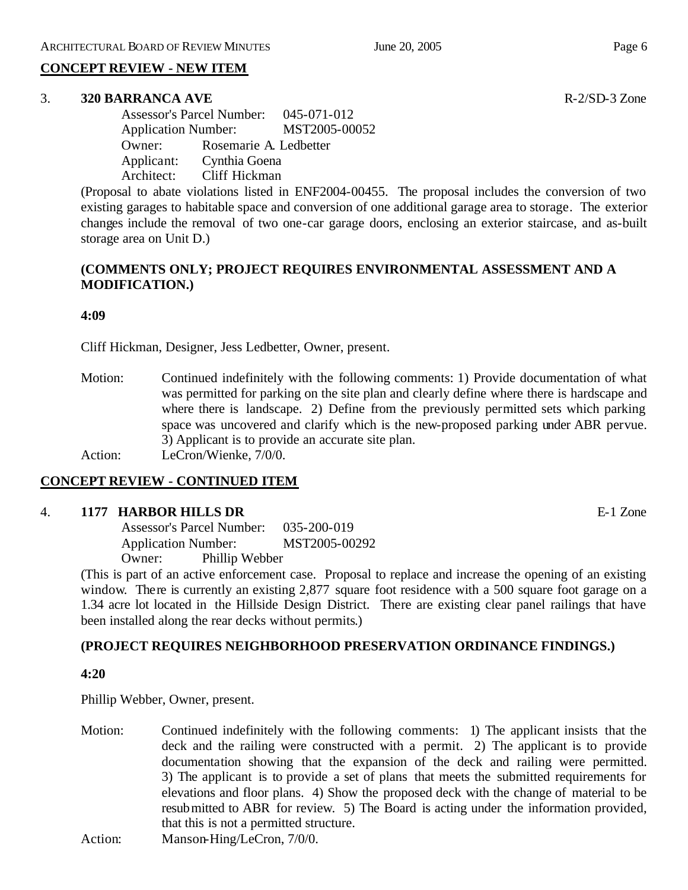## CONCEPT REVIEW - NEW ITEM

3. **320 BARRANCA AVE** R-2/SD-3 Zone

Assessor's Parcel Number: 045-071-012
Application Number: MST2005-00052
Owner: Rosemarie A. Ledbetter
Applicant: Cynthia Goena
Architect: Cliff Hickman

(Proposal to abate violations listed in ENF2004-00455. The proposal includes the conversion of two existing garages to habitable space and conversion of one additional garage area to storage. The exterior changes include the removal of two one-car garage doors, enclosing an exterior staircase, and as-built storage area on Unit D.)

**(COMMENTS ONLY; PROJECT REQUIRES ENVIRONMENTAL ASSESSMENT AND A MODIFICATION.)**

**4:09**

Cliff Hickman, Designer, Jess Ledbetter, Owner, present.

Motion: Continued indefinitely with the following comments: 1) Provide documentation of what was permitted for parking on the site plan and clearly define where there is hardscape and where there is landscape. 2) Define from the previously permitted sets which parking space was uncovered and clarify which is the new-proposed parking under ABR pervue. 3) Applicant is to provide an accurate site plan.

Action: LeCron/Wienke, 7/0/0.

## CONCEPT REVIEW - CONTINUED ITEM

4. **1177 HARBOR HILLS DR** E-1 Zone

Assessor's Parcel Number: 035-200-019
Application Number: MST2005-00292
Owner: Phillip Webber

(This is part of an active enforcement case. Proposal to replace and increase the opening of an existing window. There is currently an existing 2,877 square foot residence with a 500 square foot garage on a 1.34 acre lot located in the Hillside Design District. There are existing clear panel railings that have been installed along the rear decks without permits.)

**(PROJECT REQUIRES NEIGHBORHOOD PRESERVATION ORDINANCE FINDINGS.)**

**4:20**

Phillip Webber, Owner, present.

Motion: Continued indefinitely with the following comments: 1) The applicant insists that the deck and the railing were constructed with a permit. 2) The applicant is to provide documentation showing that the expansion of the deck and railing were permitted. 3) The applicant is to provide a set of plans that meets the submitted requirements for elevations and floor plans. 4) Show the proposed deck with the change of material to be resubmitted to ABR for review. 5) The Board is acting under the information provided, that this is not a permitted structure.

Action: Manson-Hing/LeCron, 7/0/0.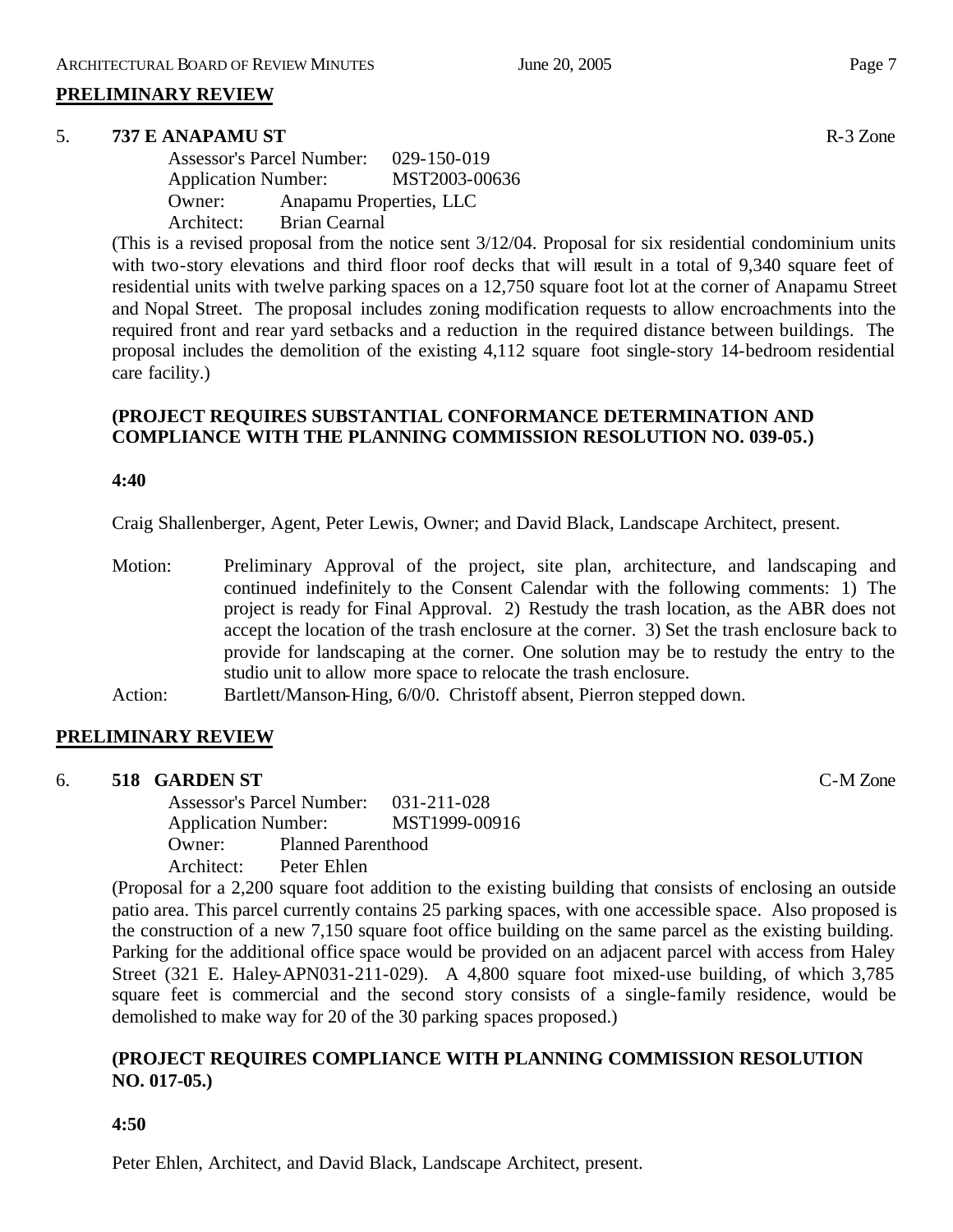## PRELIMINARY REVIEW

5. **737 E ANAPAMU ST** R-3 Zone

Assessor's Parcel Number: 029-150-019
Application Number: MST2003-00636
Owner: Anapamu Properties, LLC
Architect: Brian Cearnal

(This is a revised proposal from the notice sent 3/12/04. Proposal for six residential condominium units with two-story elevations and third floor roof decks that will result in a total of 9,340 square feet of residential units with twelve parking spaces on a 12,750 square foot lot at the corner of Anapamu Street and Nopal Street. The proposal includes zoning modification requests to allow encroachments into the required front and rear yard setbacks and a reduction in the required distance between buildings. The proposal includes the demolition of the existing 4,112 square foot single-story 14-bedroom residential care facility.)

**(PROJECT REQUIRES SUBSTANTIAL CONFORMANCE DETERMINATION AND COMPLIANCE WITH THE PLANNING COMMISSION RESOLUTION NO. 039-05.)**

**4:40**

Craig Shallenberger, Agent, Peter Lewis, Owner; and David Black, Landscape Architect, present.

Motion: Preliminary Approval of the project, site plan, architecture, and landscaping and continued indefinitely to the Consent Calendar with the following comments: 1) The project is ready for Final Approval. 2) Restudy the trash location, as the ABR does not accept the location of the trash enclosure at the corner. 3) Set the trash enclosure back to provide for landscaping at the corner. One solution may be to restudy the entry to the studio unit to allow more space to relocate the trash enclosure.

Action: Bartlett/Manson-Hing, 6/0/0. Christoff absent, Pierron stepped down.

## PRELIMINARY REVIEW

6. **518 GARDEN ST** C-M Zone

Assessor's Parcel Number: 031-211-028
Application Number: MST1999-00916
Owner: Planned Parenthood
Architect: Peter Ehlen

(Proposal for a 2,200 square foot addition to the existing building that consists of enclosing an outside patio area. This parcel currently contains 25 parking spaces, with one accessible space. Also proposed is the construction of a new 7,150 square foot office building on the same parcel as the existing building. Parking for the additional office space would be provided on an adjacent parcel with access from Haley Street (321 E. Haley-APN031-211-029). A 4,800 square foot mixed-use building, of which 3,785 square feet is commercial and the second story consists of a single-family residence, would be demolished to make way for 20 of the 30 parking spaces proposed.)

**(PROJECT REQUIRES COMPLIANCE WITH PLANNING COMMISSION RESOLUTION NO. 017-05.)**

**4:50**

Peter Ehlen, Architect, and David Black, Landscape Architect, present.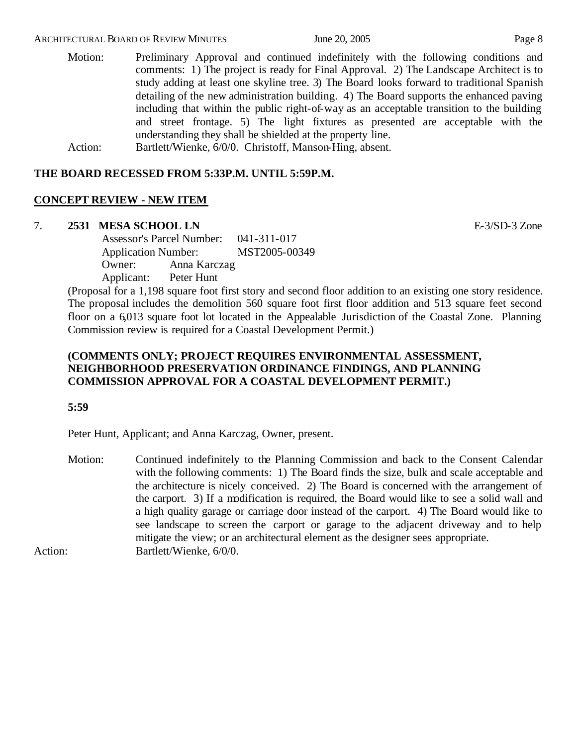Motion: Preliminary Approval and continued indefinitely with the following conditions and comments: 1) The project is ready for Final Approval. 2) The Landscape Architect is to study adding at least one skyline tree. 3) The Board looks forward to traditional Spanish detailing of the new administration building. 4) The Board supports the enhanced paving including that within the public right-of-way as an acceptable transition to the building and street frontage. 5) The light fixtures as presented are acceptable with the understanding they shall be shielded at the property line.

Action: Bartlett/Wienke, 6/0/0. Christoff, Manson-Hing, absent.

**THE BOARD RECESSED FROM 5:33P.M. UNTIL 5:59P.M.**

## CONCEPT REVIEW - NEW ITEM

7. **2531 MESA SCHOOL LN** E-3/SD-3 Zone

   Assessor's Parcel Number: 041-311-017
   Application Number: MST2005-00349
   Owner: Anna Karczag
   Applicant: Peter Hunt

   (Proposal for a 1,198 square foot first story and second floor addition to an existing one story residence. The proposal includes the demolition 560 square foot first floor addition and 513 square feet second floor on a 6,013 square foot lot located in the Appealable Jurisdiction of the Coastal Zone. Planning Commission review is required for a Coastal Development Permit.)

   **(COMMENTS ONLY; PROJECT REQUIRES ENVIRONMENTAL ASSESSMENT, NEIGHBORHOOD PRESERVATION ORDINANCE FINDINGS, AND PLANNING COMMISSION APPROVAL FOR A COASTAL DEVELOPMENT PERMIT.)**

   **5:59**

   Peter Hunt, Applicant; and Anna Karczag, Owner, present.

   Motion: Continued indefinitely to the Planning Commission and back to the Consent Calendar with the following comments: 1) The Board finds the size, bulk and scale acceptable and the architecture is nicely conceived. 2) The Board is concerned with the arrangement of the carport. 3) If a modification is required, the Board would like to see a solid wall and a high quality garage or carriage door instead of the carport. 4) The Board would like to see landscape to screen the carport or garage to the adjacent driveway and to help mitigate the view; or an architectural element as the designer sees appropriate.

Action: Bartlett/Wienke, 6/0/0.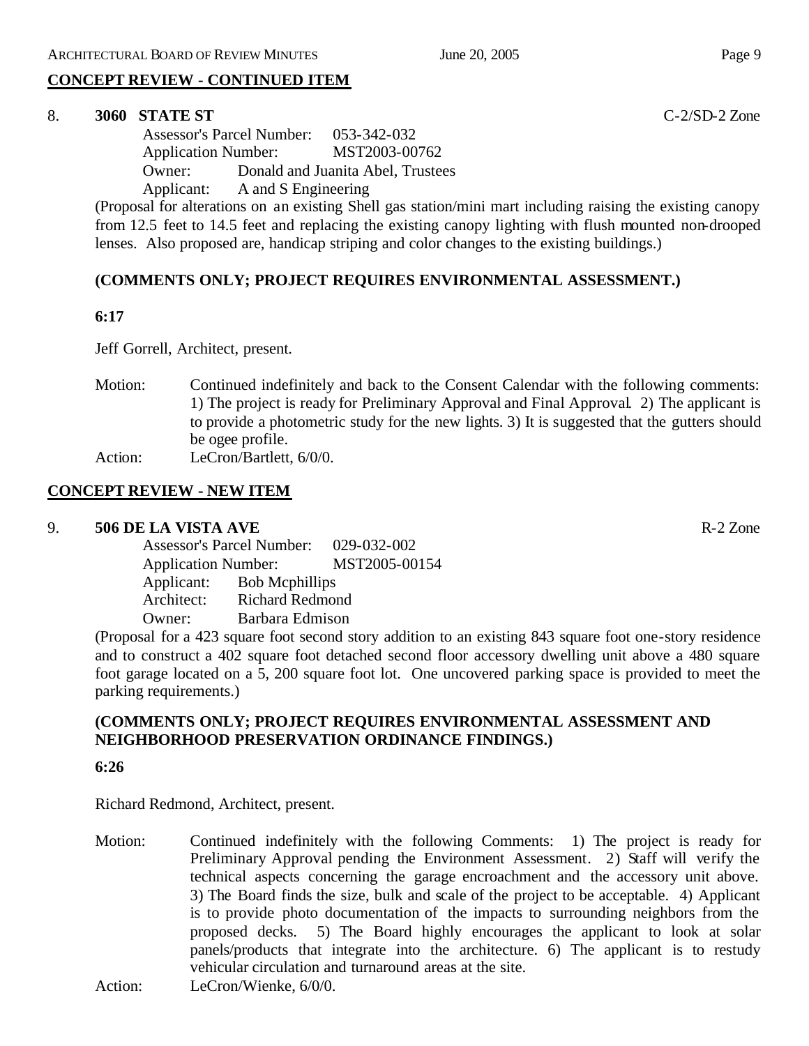## CONCEPT REVIEW - CONTINUED ITEM

8. **3060 STATE ST** C-2/SD-2 Zone

Assessor's Parcel Number: 053-342-032
Application Number: MST2003-00762
Owner: Donald and Juanita Abel, Trustees
Applicant: A and S Engineering

(Proposal for alterations on an existing Shell gas station/mini mart including raising the existing canopy from 12.5 feet to 14.5 feet and replacing the existing canopy lighting with flush mounted non-drooped lenses. Also proposed are, handicap striping and color changes to the existing buildings.)

**(COMMENTS ONLY; PROJECT REQUIRES ENVIRONMENTAL ASSESSMENT.)**

**6:17**

Jeff Gorrell, Architect, present.

Motion: Continued indefinitely and back to the Consent Calendar with the following comments: 1) The project is ready for Preliminary Approval and Final Approval. 2) The applicant is to provide a photometric study for the new lights. 3) It is suggested that the gutters should be ogee profile.

Action: LeCron/Bartlett, 6/0/0.

## CONCEPT REVIEW - NEW ITEM

9. **506 DE LA VISTA AVE** R-2 Zone

Assessor's Parcel Number: 029-032-002
Application Number: MST2005-00154
Applicant: Bob Mcphillips
Architect: Richard Redmond
Owner: Barbara Edmison

(Proposal for a 423 square foot second story addition to an existing 843 square foot one-story residence and to construct a 402 square foot detached second floor accessory dwelling unit above a 480 square foot garage located on a 5, 200 square foot lot. One uncovered parking space is provided to meet the parking requirements.)

**(COMMENTS ONLY; PROJECT REQUIRES ENVIRONMENTAL ASSESSMENT AND NEIGHBORHOOD PRESERVATION ORDINANCE FINDINGS.)**

**6:26**

Richard Redmond, Architect, present.

Motion: Continued indefinitely with the following Comments: 1) The project is ready for Preliminary Approval pending the Environment Assessment. 2) Staff will verify the technical aspects concerning the garage encroachment and the accessory unit above. 3) The Board finds the size, bulk and scale of the project to be acceptable. 4) Applicant is to provide photo documentation of the impacts to surrounding neighbors from the proposed decks. 5) The Board highly encourages the applicant to look at solar panels/products that integrate into the architecture. 6) The applicant is to restudy vehicular circulation and turnaround areas at the site.

Action: LeCron/Wienke, 6/0/0.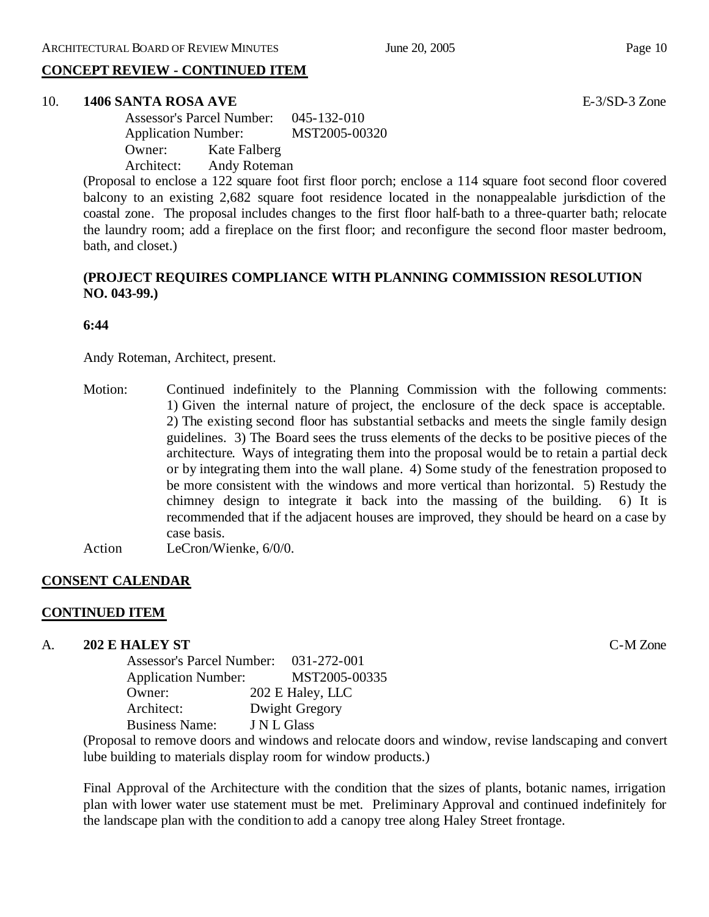## CONCEPT REVIEW - CONTINUED ITEM

**10. 1406 SANTA ROSA AVE** E-3/SD-3 Zone

Assessor's Parcel Number: 045-132-010
Application Number: MST2005-00320
Owner: Kate Falberg
Architect: Andy Roteman

(Proposal to enclose a 122 square foot first floor porch; enclose a 114 square foot second floor covered balcony to an existing 2,682 square foot residence located in the nonappealable jurisdiction of the coastal zone. The proposal includes changes to the first floor half-bath to a three-quarter bath; relocate the laundry room; add a fireplace on the first floor; and reconfigure the second floor master bedroom, bath, and closet.)

**(PROJECT REQUIRES COMPLIANCE WITH PLANNING COMMISSION RESOLUTION NO. 043-99.)**

**6:44**

Andy Roteman, Architect, present.

Motion: Continued indefinitely to the Planning Commission with the following comments: 1) Given the internal nature of project, the enclosure of the deck space is acceptable. 2) The existing second floor has substantial setbacks and meets the single family design guidelines. 3) The Board sees the truss elements of the decks to be positive pieces of the architecture. Ways of integrating them into the proposal would be to retain a partial deck or by integrating them into the wall plane. 4) Some study of the fenestration proposed to be more consistent with the windows and more vertical than horizontal. 5) Restudy the chimney design to integrate it back into the massing of the building. 6) It is recommended that if the adjacent houses are improved, they should be heard on a case by case basis.

Action LeCron/Wienke, 6/0/0.

## CONSENT CALENDAR

## CONTINUED ITEM

**A. 202 E HALEY ST** C-M Zone

Assessor's Parcel Number: 031-272-001
Application Number: MST2005-00335
Owner: 202 E Haley, LLC
Architect: Dwight Gregory
Business Name: J N L Glass

(Proposal to remove doors and windows and relocate doors and window, revise landscaping and convert lube building to materials display room for window products.)

Final Approval of the Architecture with the condition that the sizes of plants, botanic names, irrigation plan with lower water use statement must be met. Preliminary Approval and continued indefinitely for the landscape plan with the condition to add a canopy tree along Haley Street frontage.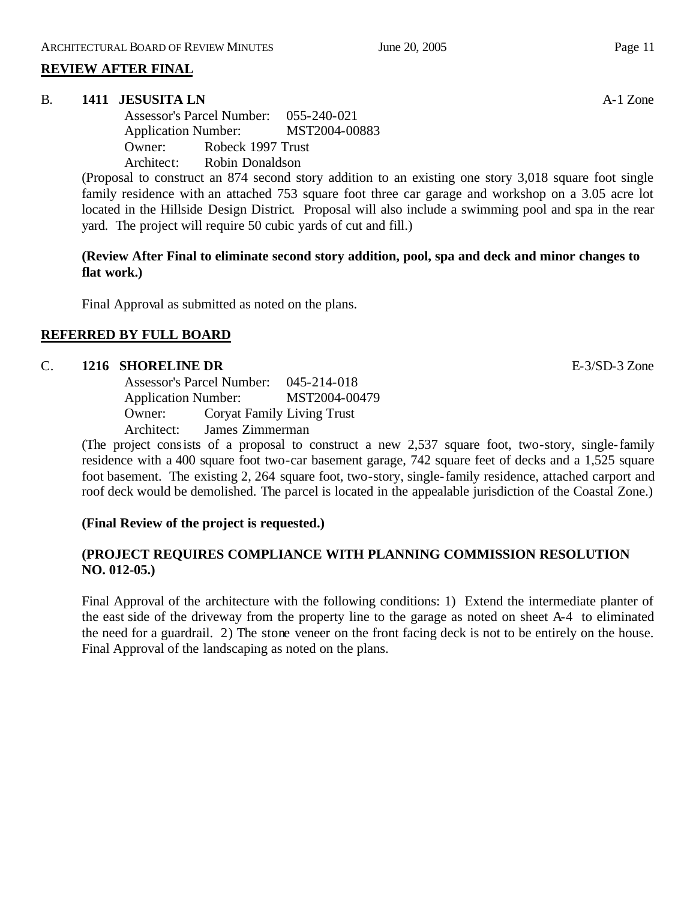## REVIEW AFTER FINAL

**B. 1411 JESUSITA LN** A-1 Zone

Assessor's Parcel Number: 055-240-021
Application Number: MST2004-00883
Owner: Robeck 1997 Trust
Architect: Robin Donaldson

(Proposal to construct an 874 second story addition to an existing one story 3,018 square foot single family residence with an attached 753 square foot three car garage and workshop on a 3.05 acre lot located in the Hillside Design District. Proposal will also include a swimming pool and spa in the rear yard. The project will require 50 cubic yards of cut and fill.)

**(Review After Final to eliminate second story addition, pool, spa and deck and minor changes to flat work.)**

Final Approval as submitted as noted on the plans.

## REFERRED BY FULL BOARD

**C. 1216 SHORELINE DR** E-3/SD-3 Zone

Assessor's Parcel Number: 045-214-018
Application Number: MST2004-00479
Owner: Coryat Family Living Trust
Architect: James Zimmerman

(The project consists of a proposal to construct a new 2,537 square foot, two-story, single-family residence with a 400 square foot two-car basement garage, 742 square feet of decks and a 1,525 square foot basement. The existing 2, 264 square foot, two-story, single-family residence, attached carport and roof deck would be demolished. The parcel is located in the appealable jurisdiction of the Coastal Zone.)

**(Final Review of the project is requested.)**

**(PROJECT REQUIRES COMPLIANCE WITH PLANNING COMMISSION RESOLUTION NO. 012-05.)**

Final Approval of the architecture with the following conditions: 1) Extend the intermediate planter of the east side of the driveway from the property line to the garage as noted on sheet A-4 to eliminated the need for a guardrail. 2) The stone veneer on the front facing deck is not to be entirely on the house. Final Approval of the landscaping as noted on the plans.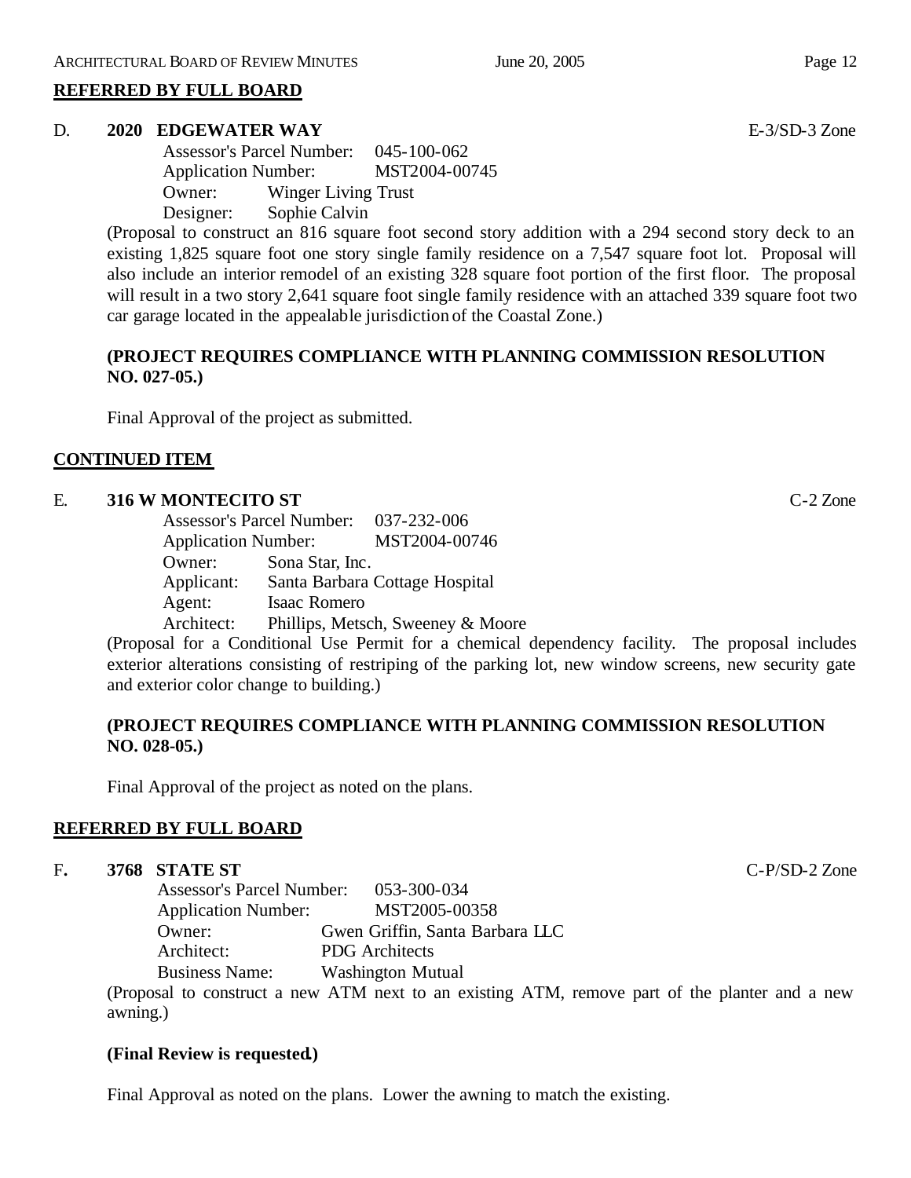## REFERRED BY FULL BOARD

### D. 2020 EDGEWATER WAY — E-3/SD-3 Zone

Assessor's Parcel Number: 045-100-062
Application Number: MST2004-00745
Owner: Winger Living Trust
Designer: Sophie Calvin

(Proposal to construct an 816 square foot second story addition with a 294 second story deck to an existing 1,825 square foot one story single family residence on a 7,547 square foot lot. Proposal will also include an interior remodel of an existing 328 square foot portion of the first floor. The proposal will result in a two story 2,641 square foot single family residence with an attached 339 square foot two car garage located in the appealable jurisdiction of the Coastal Zone.)

**(PROJECT REQUIRES COMPLIANCE WITH PLANNING COMMISSION RESOLUTION NO. 027-05.)**

Final Approval of the project as submitted.

## CONTINUED ITEM

### E. 316 W MONTECITO ST — C-2 Zone

Assessor's Parcel Number: 037-232-006
Application Number: MST2004-00746
Owner: Sona Star, Inc.
Applicant: Santa Barbara Cottage Hospital
Agent: Isaac Romero
Architect: Phillips, Metsch, Sweeney & Moore

(Proposal for a Conditional Use Permit for a chemical dependency facility. The proposal includes exterior alterations consisting of restriping of the parking lot, new window screens, new security gate and exterior color change to building.)

**(PROJECT REQUIRES COMPLIANCE WITH PLANNING COMMISSION RESOLUTION NO. 028-05.)**

Final Approval of the project as noted on the plans.

## REFERRED BY FULL BOARD

### F. 3768 STATE ST — C-P/SD-2 Zone

Assessor's Parcel Number: 053-300-034
Application Number: MST2005-00358
Owner: Gwen Griffin, Santa Barbara LLC
Architect: PDG Architects
Business Name: Washington Mutual

(Proposal to construct a new ATM next to an existing ATM, remove part of the planter and a new awning.)

**(Final Review is requested.)**

Final Approval as noted on the plans. Lower the awning to match the existing.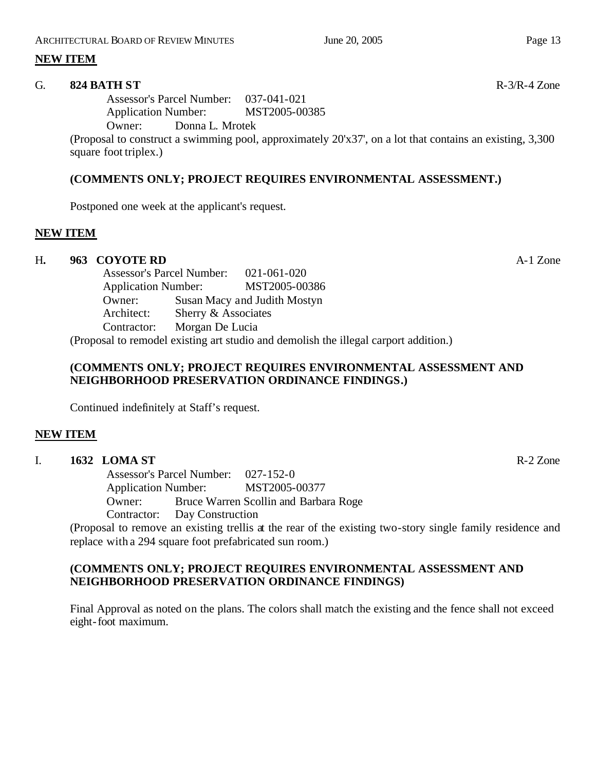## NEW ITEM

**G. 824 BATH ST** R-3/R-4 Zone

Assessor's Parcel Number: 037-041-021
Application Number: MST2005-00385
Owner: Donna L. Mrotek

(Proposal to construct a swimming pool, approximately 20'x37', on a lot that contains an existing, 3,300 square foot triplex.)

**(COMMENTS ONLY; PROJECT REQUIRES ENVIRONMENTAL ASSESSMENT.)**

Postponed one week at the applicant's request.

## NEW ITEM

**H. 963 COYOTE RD** A-1 Zone

Assessor's Parcel Number: 021-061-020
Application Number: MST2005-00386
Owner: Susan Macy and Judith Mostyn
Architect: Sherry & Associates
Contractor: Morgan De Lucia

(Proposal to remodel existing art studio and demolish the illegal carport addition.)

**(COMMENTS ONLY; PROJECT REQUIRES ENVIRONMENTAL ASSESSMENT AND NEIGHBORHOOD PRESERVATION ORDINANCE FINDINGS.)**

Continued indefinitely at Staff's request.

## NEW ITEM

**I. 1632 LOMA ST** R-2 Zone

Assessor's Parcel Number: 027-152-0
Application Number: MST2005-00377
Owner: Bruce Warren Scollin and Barbara Roge
Contractor: Day Construction

(Proposal to remove an existing trellis at the rear of the existing two-story single family residence and replace with a 294 square foot prefabricated sun room.)

**(COMMENTS ONLY; PROJECT REQUIRES ENVIRONMENTAL ASSESSMENT AND NEIGHBORHOOD PRESERVATION ORDINANCE FINDINGS)**

Final Approval as noted on the plans. The colors shall match the existing and the fence shall not exceed eight-foot maximum.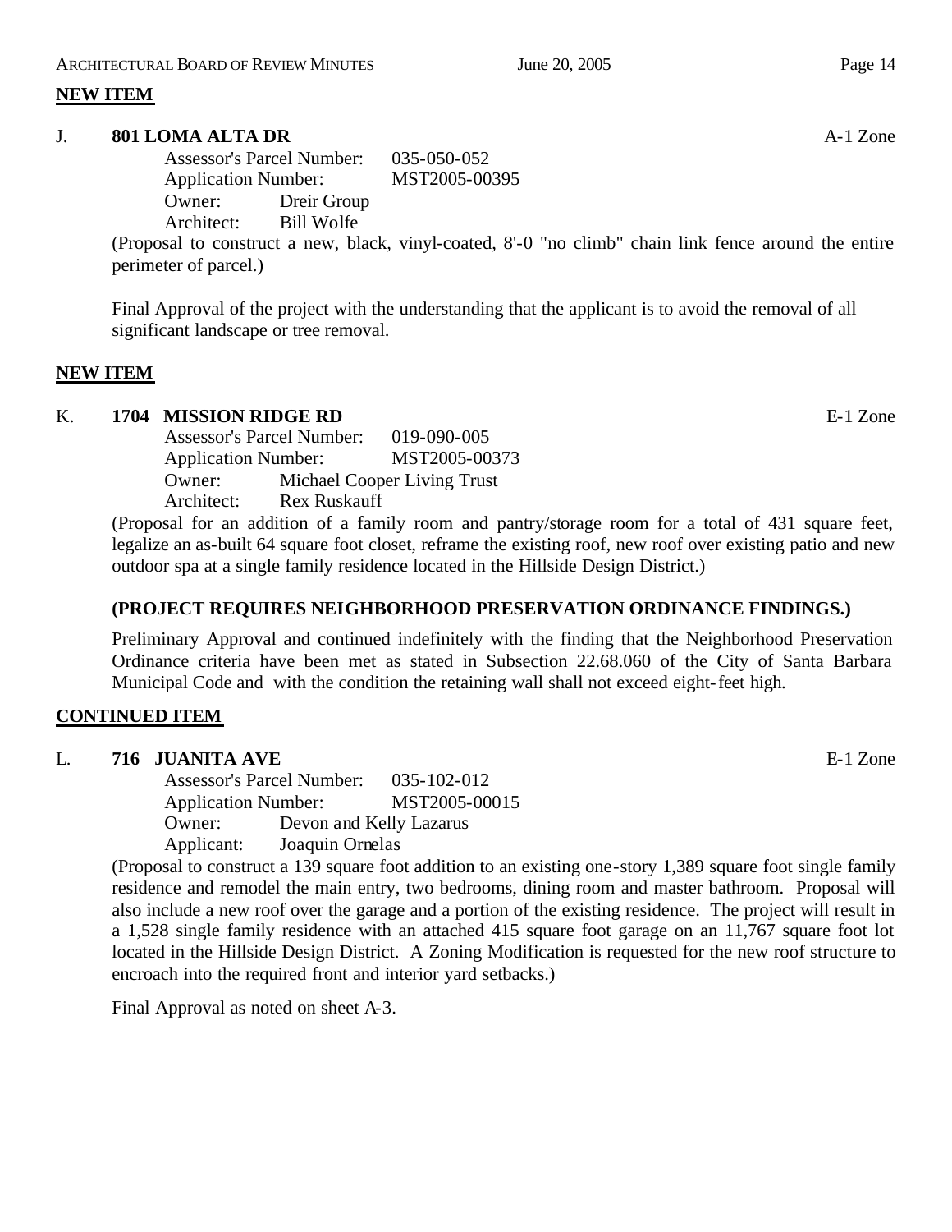**NEW ITEM**

J. **801 LOMA ALTA DR** A-1 Zone

Assessor's Parcel Number: 035-050-052
Application Number: MST2005-00395
Owner: Dreir Group
Architect: Bill Wolfe

(Proposal to construct a new, black, vinyl-coated, 8'-0 "no climb" chain link fence around the entire perimeter of parcel.)

Final Approval of the project with the understanding that the applicant is to avoid the removal of all significant landscape or tree removal.

**NEW ITEM**

K. **1704 MISSION RIDGE RD** E-1 Zone

Assessor's Parcel Number: 019-090-005
Application Number: MST2005-00373
Owner: Michael Cooper Living Trust
Architect: Rex Ruskauff

(Proposal for an addition of a family room and pantry/storage room for a total of 431 square feet, legalize an as-built 64 square foot closet, reframe the existing roof, new roof over existing patio and new outdoor spa at a single family residence located in the Hillside Design District.)

**(PROJECT REQUIRES NEIGHBORHOOD PRESERVATION ORDINANCE FINDINGS.)**

Preliminary Approval and continued indefinitely with the finding that the Neighborhood Preservation Ordinance criteria have been met as stated in Subsection 22.68.060 of the City of Santa Barbara Municipal Code and with the condition the retaining wall shall not exceed eight-feet high.

**CONTINUED ITEM**

L. **716 JUANITA AVE** E-1 Zone

Assessor's Parcel Number: 035-102-012
Application Number: MST2005-00015
Owner: Devon and Kelly Lazarus
Applicant: Joaquin Ornelas

(Proposal to construct a 139 square foot addition to an existing one-story 1,389 square foot single family residence and remodel the main entry, two bedrooms, dining room and master bathroom. Proposal will also include a new roof over the garage and a portion of the existing residence. The project will result in a 1,528 single family residence with an attached 415 square foot garage on an 11,767 square foot lot located in the Hillside Design District. A Zoning Modification is requested for the new roof structure to encroach into the required front and interior yard setbacks.)

Final Approval as noted on sheet A-3.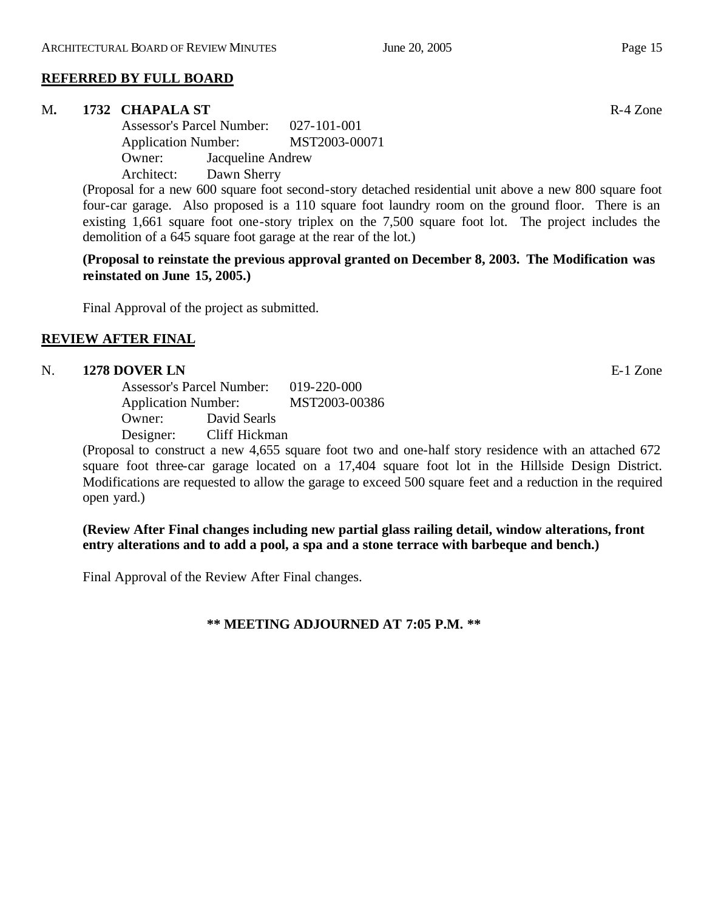## REFERRED BY FULL BOARD

**M. 1732 CHAPALA ST** R-4 Zone

Assessor's Parcel Number: 027-101-001
Application Number: MST2003-00071
Owner: Jacqueline Andrew
Architect: Dawn Sherry

(Proposal for a new 600 square foot second-story detached residential unit above a new 800 square foot four-car garage. Also proposed is a 110 square foot laundry room on the ground floor. There is an existing 1,661 square foot one-story triplex on the 7,500 square foot lot. The project includes the demolition of a 645 square foot garage at the rear of the lot.)

**(Proposal to reinstate the previous approval granted on December 8, 2003. The Modification was reinstated on June 15, 2005.)**

Final Approval of the project as submitted.

## REVIEW AFTER FINAL

**N. 1278 DOVER LN** E-1 Zone

Assessor's Parcel Number: 019-220-000
Application Number: MST2003-00386
Owner: David Searls
Designer: Cliff Hickman

(Proposal to construct a new 4,655 square foot two and one-half story residence with an attached 672 square foot three-car garage located on a 17,404 square foot lot in the Hillside Design District. Modifications are requested to allow the garage to exceed 500 square feet and a reduction in the required open yard.)

**(Review After Final changes including new partial glass railing detail, window alterations, front entry alterations and to add a pool, a spa and a stone terrace with barbeque and bench.)**

Final Approval of the Review After Final changes.

**\*\* MEETING ADJOURNED AT 7:05 P.M. \*\***